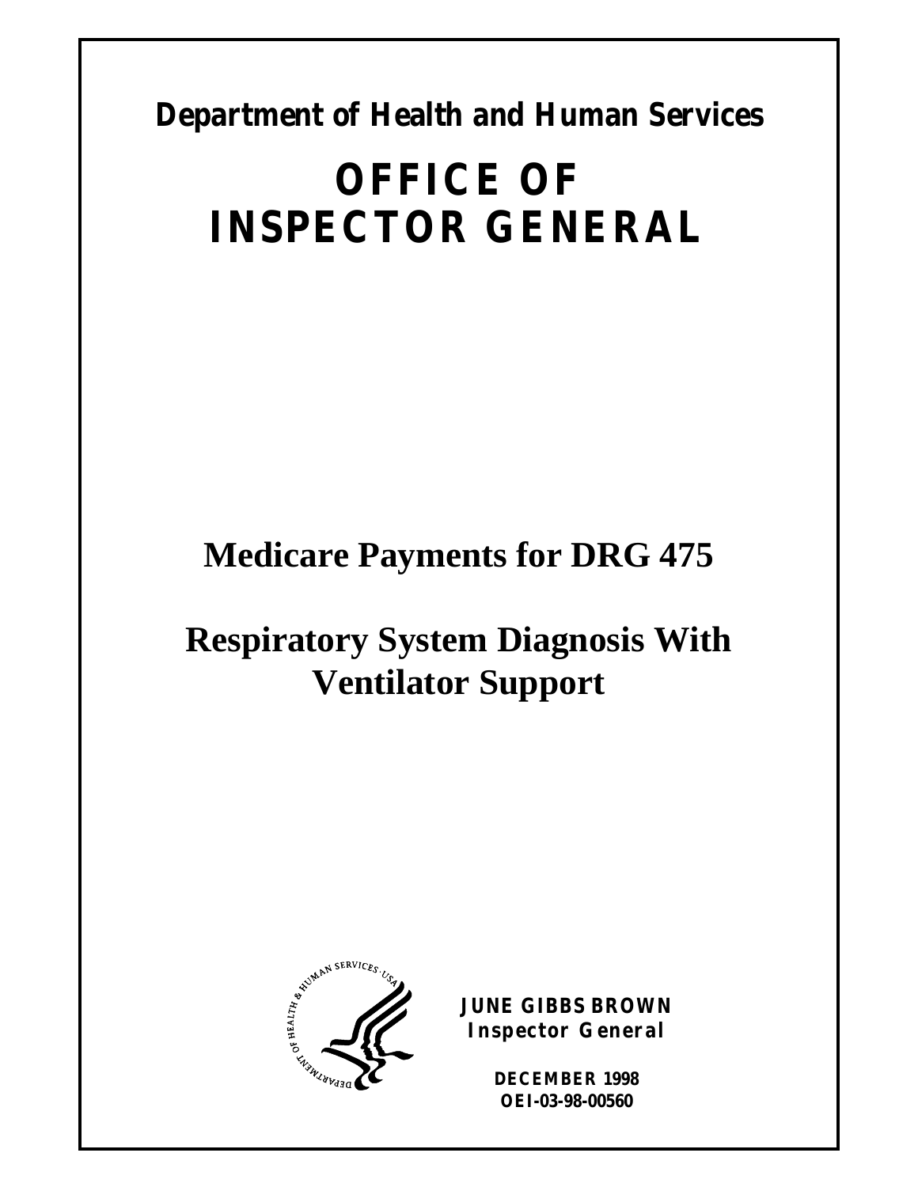**Department of Health and Human Services**

# OFFICE OF INSPECTOR GENERAL

# Medicare Payments for DRG 475

# Respiratory System Diagnosis With Ventilator Support

**JUNE GIBBS BROWN**
**Inspector General**

**DECEMBER 1998**
**OEI-03-98-00560**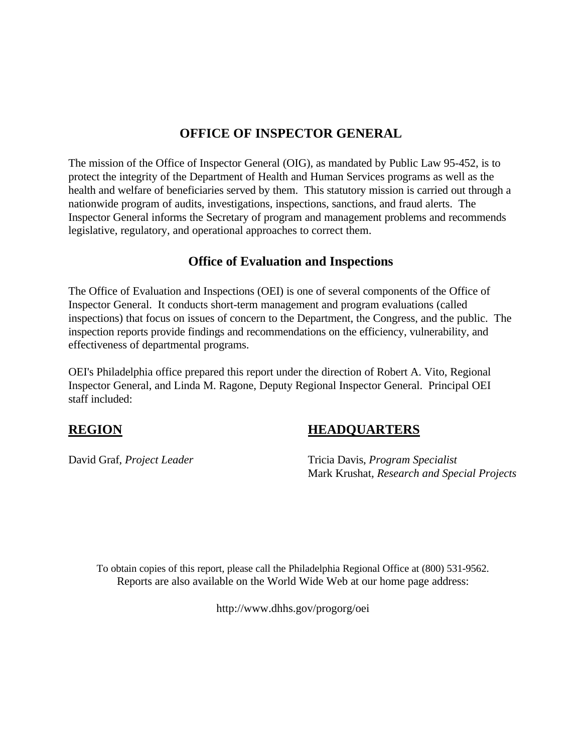# OFFICE OF INSPECTOR GENERAL

The mission of the Office of Inspector General (OIG), as mandated by Public Law 95-452, is to protect the integrity of the Department of Health and Human Services programs as well as the health and welfare of beneficiaries served by them. This statutory mission is carried out through a nationwide program of audits, investigations, inspections, sanctions, and fraud alerts. The Inspector General informs the Secretary of program and management problems and recommends legislative, regulatory, and operational approaches to correct them.

## Office of Evaluation and Inspections

The Office of Evaluation and Inspections (OEI) is one of several components of the Office of Inspector General. It conducts short-term management and program evaluations (called inspections) that focus on issues of concern to the Department, the Congress, and the public. The inspection reports provide findings and recommendations on the efficiency, vulnerability, and effectiveness of departmental programs.

OEI's Philadelphia office prepared this report under the direction of Robert A. Vito, Regional Inspector General, and Linda M. Ragone, Deputy Regional Inspector General. Principal OEI staff included:

**REGION**

David Graf, *Project Leader*

**HEADQUARTERS**

Tricia Davis, *Program Specialist*
Mark Krushat, *Research and Special Projects*

To obtain copies of this report, please call the Philadelphia Regional Office at (800) 531-9562.
Reports are also available on the World Wide Web at our home page address:

http://www.dhhs.gov/progorg/oei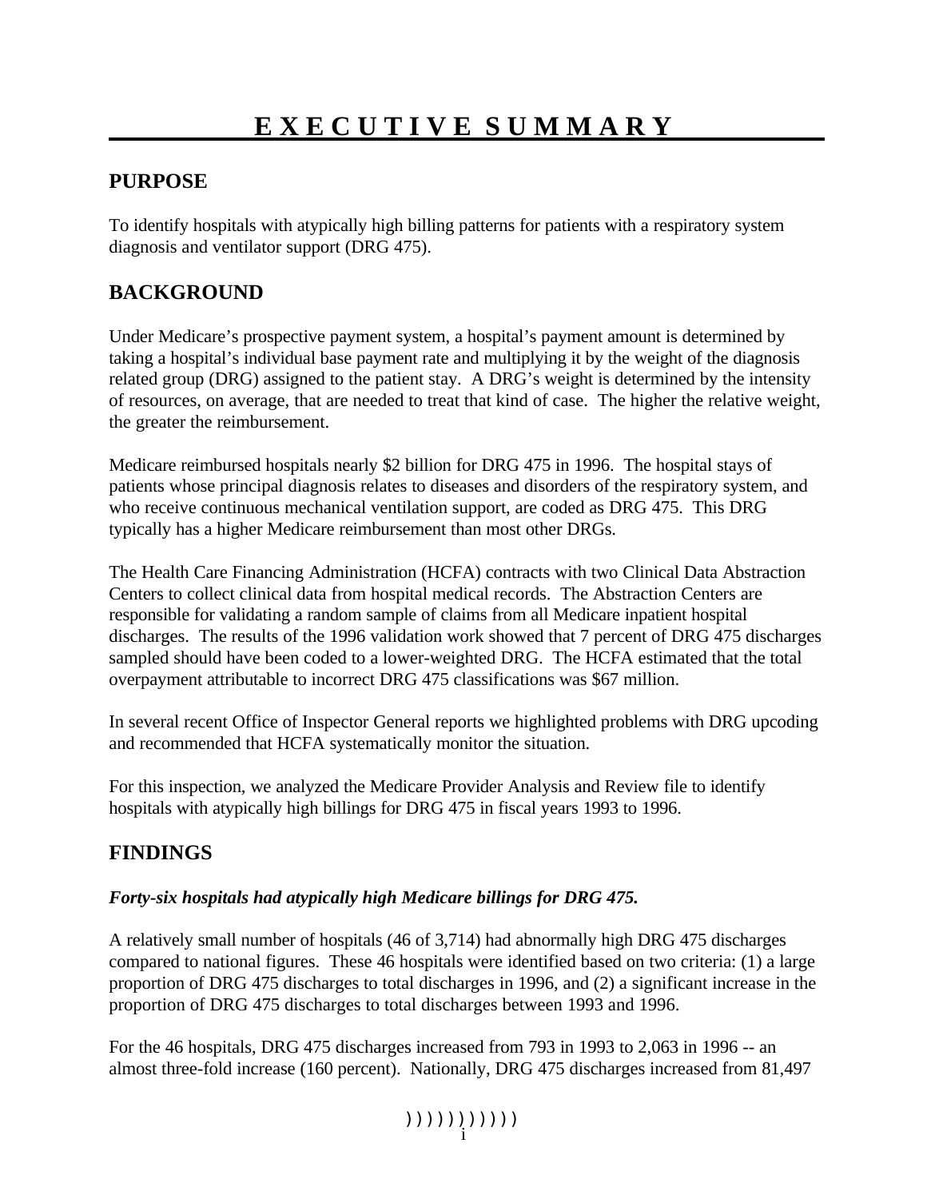# EXECUTIVE SUMMARY

## PURPOSE

To identify hospitals with atypically high billing patterns for patients with a respiratory system diagnosis and ventilator support (DRG 475).

## BACKGROUND

Under Medicare's prospective payment system, a hospital's payment amount is determined by taking a hospital's individual base payment rate and multiplying it by the weight of the diagnosis related group (DRG) assigned to the patient stay. A DRG's weight is determined by the intensity of resources, on average, that are needed to treat that kind of case. The higher the relative weight, the greater the reimbursement.

Medicare reimbursed hospitals nearly $2 billion for DRG 475 in 1996. The hospital stays of patients whose principal diagnosis relates to diseases and disorders of the respiratory system, and who receive continuous mechanical ventilation support, are coded as DRG 475. This DRG typically has a higher Medicare reimbursement than most other DRGs.

The Health Care Financing Administration (HCFA) contracts with two Clinical Data Abstraction Centers to collect clinical data from hospital medical records. The Abstraction Centers are responsible for validating a random sample of claims from all Medicare inpatient hospital discharges. The results of the 1996 validation work showed that 7 percent of DRG 475 discharges sampled should have been coded to a lower-weighted DRG. The HCFA estimated that the total overpayment attributable to incorrect DRG 475 classifications was $67 million.

In several recent Office of Inspector General reports we highlighted problems with DRG upcoding and recommended that HCFA systematically monitor the situation.

For this inspection, we analyzed the Medicare Provider Analysis and Review file to identify hospitals with atypically high billings for DRG 475 in fiscal years 1993 to 1996.

## FINDINGS

***Forty-six hospitals had atypically high Medicare billings for DRG 475.***

A relatively small number of hospitals (46 of 3,714) had abnormally high DRG 475 discharges compared to national figures. These 46 hospitals were identified based on two criteria: (1) a large proportion of DRG 475 discharges to total discharges in 1996, and (2) a significant increase in the proportion of DRG 475 discharges to total discharges between 1993 and 1996.

For the 46 hospitals, DRG 475 discharges increased from 793 in 1993 to 2,063 in 1996 -- an almost three-fold increase (160 percent). Nationally, DRG 475 discharges increased from 81,497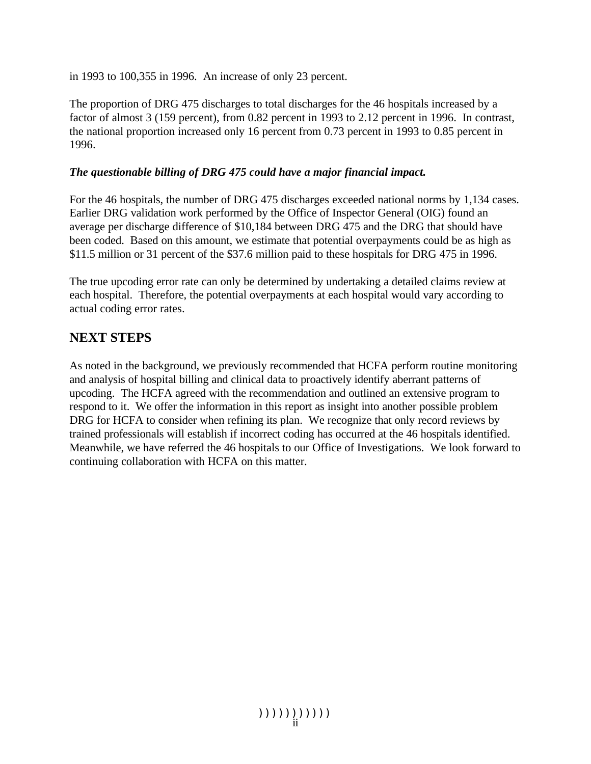in 1993 to 100,355 in 1996. An increase of only 23 percent.

The proportion of DRG 475 discharges to total discharges for the 46 hospitals increased by a factor of almost 3 (159 percent), from 0.82 percent in 1993 to 2.12 percent in 1996. In contrast, the national proportion increased only 16 percent from 0.73 percent in 1993 to 0.85 percent in 1996.

***The questionable billing of DRG 475 could have a major financial impact.***

For the 46 hospitals, the number of DRG 475 discharges exceeded national norms by 1,134 cases. Earlier DRG validation work performed by the Office of Inspector General (OIG) found an average per discharge difference of $10,184 between DRG 475 and the DRG that should have been coded. Based on this amount, we estimate that potential overpayments could be as high as $11.5 million or 31 percent of the $37.6 million paid to these hospitals for DRG 475 in 1996.

The true upcoding error rate can only be determined by undertaking a detailed claims review at each hospital. Therefore, the potential overpayments at each hospital would vary according to actual coding error rates.

## NEXT STEPS

As noted in the background, we previously recommended that HCFA perform routine monitoring and analysis of hospital billing and clinical data to proactively identify aberrant patterns of upcoding. The HCFA agreed with the recommendation and outlined an extensive program to respond to it. We offer the information in this report as insight into another possible problem DRG for HCFA to consider when refining its plan. We recognize that only record reviews by trained professionals will establish if incorrect coding has occurred at the 46 hospitals identified. Meanwhile, we have referred the 46 hospitals to our Office of Investigations. We look forward to continuing collaboration with HCFA on this matter.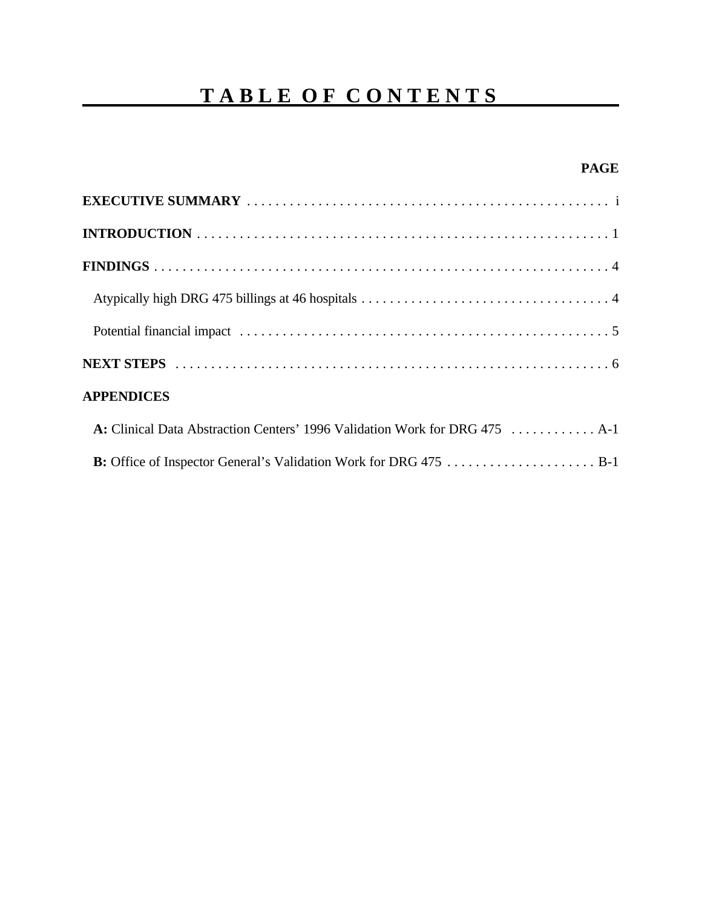# TABLE OF CONTENTS

| | PAGE |
|---|---|
| **EXECUTIVE SUMMARY** | i |
| **INTRODUCTION** | 1 |
| **FINDINGS** | 4 |
| Atypically high DRG 475 billings at 46 hospitals | 4 |
| Potential financial impact | 5 |
| **NEXT STEPS** | 6 |
| **APPENDICES** | |
| **A:** Clinical Data Abstraction Centers' 1996 Validation Work for DRG 475 | A-1 |
| **B:** Office of Inspector General's Validation Work for DRG 475 | B-1 |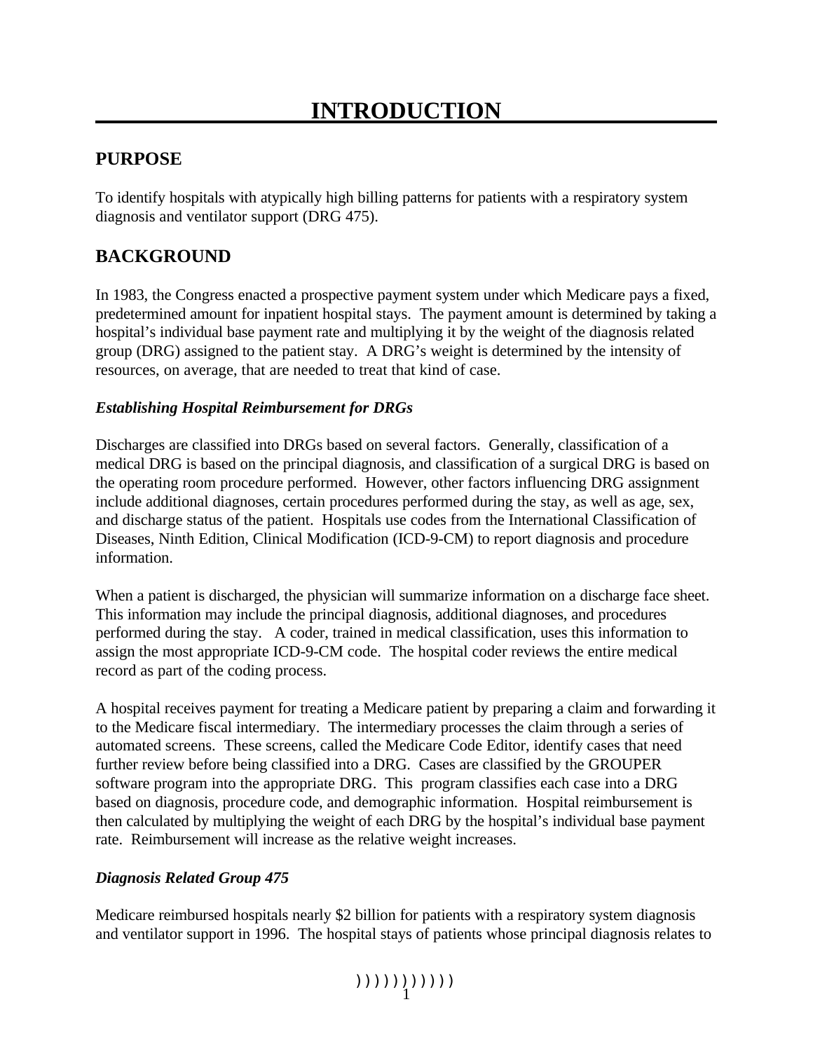# INTRODUCTION

## PURPOSE

To identify hospitals with atypically high billing patterns for patients with a respiratory system diagnosis and ventilator support (DRG 475).

## BACKGROUND

In 1983, the Congress enacted a prospective payment system under which Medicare pays a fixed, predetermined amount for inpatient hospital stays. The payment amount is determined by taking a hospital's individual base payment rate and multiplying it by the weight of the diagnosis related group (DRG) assigned to the patient stay. A DRG's weight is determined by the intensity of resources, on average, that are needed to treat that kind of case.

### *Establishing Hospital Reimbursement for DRGs*

Discharges are classified into DRGs based on several factors. Generally, classification of a medical DRG is based on the principal diagnosis, and classification of a surgical DRG is based on the operating room procedure performed. However, other factors influencing DRG assignment include additional diagnoses, certain procedures performed during the stay, as well as age, sex, and discharge status of the patient. Hospitals use codes from the International Classification of Diseases, Ninth Edition, Clinical Modification (ICD-9-CM) to report diagnosis and procedure information.

When a patient is discharged, the physician will summarize information on a discharge face sheet. This information may include the principal diagnosis, additional diagnoses, and procedures performed during the stay. A coder, trained in medical classification, uses this information to assign the most appropriate ICD-9-CM code. The hospital coder reviews the entire medical record as part of the coding process.

A hospital receives payment for treating a Medicare patient by preparing a claim and forwarding it to the Medicare fiscal intermediary. The intermediary processes the claim through a series of automated screens. These screens, called the Medicare Code Editor, identify cases that need further review before being classified into a DRG. Cases are classified by the GROUPER software program into the appropriate DRG. This program classifies each case into a DRG based on diagnosis, procedure code, and demographic information. Hospital reimbursement is then calculated by multiplying the weight of each DRG by the hospital's individual base payment rate. Reimbursement will increase as the relative weight increases.

### *Diagnosis Related Group 475*

Medicare reimbursed hospitals nearly $2 billion for patients with a respiratory system diagnosis and ventilator support in 1996. The hospital stays of patients whose principal diagnosis relates to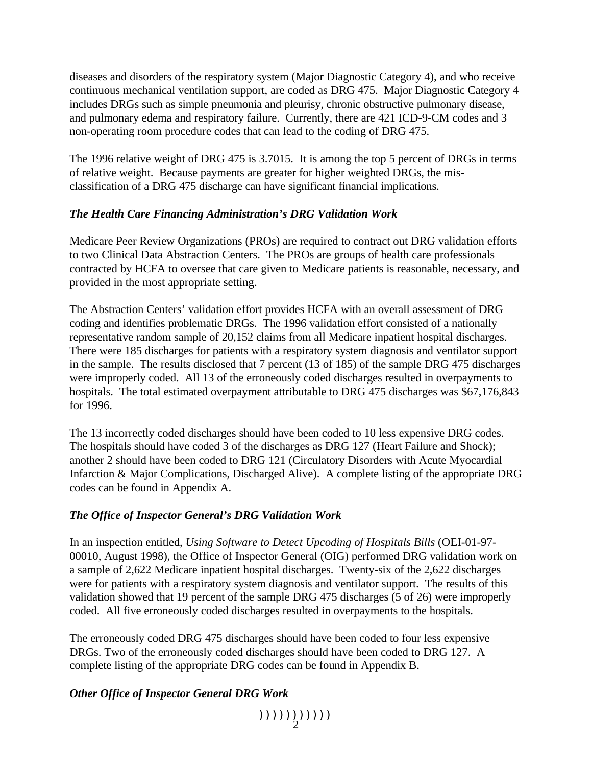diseases and disorders of the respiratory system (Major Diagnostic Category 4), and who receive continuous mechanical ventilation support, are coded as DRG 475. Major Diagnostic Category 4 includes DRGs such as simple pneumonia and pleurisy, chronic obstructive pulmonary disease, and pulmonary edema and respiratory failure. Currently, there are 421 ICD-9-CM codes and 3 non-operating room procedure codes that can lead to the coding of DRG 475.

The 1996 relative weight of DRG 475 is 3.7015. It is among the top 5 percent of DRGs in terms of relative weight. Because payments are greater for higher weighted DRGs, the mis-classification of a DRG 475 discharge can have significant financial implications.

### *The Health Care Financing Administration's DRG Validation Work*

Medicare Peer Review Organizations (PROs) are required to contract out DRG validation efforts to two Clinical Data Abstraction Centers. The PROs are groups of health care professionals contracted by HCFA to oversee that care given to Medicare patients is reasonable, necessary, and provided in the most appropriate setting.

The Abstraction Centers' validation effort provides HCFA with an overall assessment of DRG coding and identifies problematic DRGs. The 1996 validation effort consisted of a nationally representative random sample of 20,152 claims from all Medicare inpatient hospital discharges. There were 185 discharges for patients with a respiratory system diagnosis and ventilator support in the sample. The results disclosed that 7 percent (13 of 185) of the sample DRG 475 discharges were improperly coded. All 13 of the erroneously coded discharges resulted in overpayments to hospitals. The total estimated overpayment attributable to DRG 475 discharges was $67,176,843 for 1996.

The 13 incorrectly coded discharges should have been coded to 10 less expensive DRG codes. The hospitals should have coded 3 of the discharges as DRG 127 (Heart Failure and Shock); another 2 should have been coded to DRG 121 (Circulatory Disorders with Acute Myocardial Infarction & Major Complications, Discharged Alive). A complete listing of the appropriate DRG codes can be found in Appendix A.

### *The Office of Inspector General's DRG Validation Work*

In an inspection entitled, *Using Software to Detect Upcoding of Hospitals Bills* (OEI-01-97-00010, August 1998), the Office of Inspector General (OIG) performed DRG validation work on a sample of 2,622 Medicare inpatient hospital discharges. Twenty-six of the 2,622 discharges were for patients with a respiratory system diagnosis and ventilator support. The results of this validation showed that 19 percent of the sample DRG 475 discharges (5 of 26) were improperly coded. All five erroneously coded discharges resulted in overpayments to the hospitals.

The erroneously coded DRG 475 discharges should have been coded to four less expensive DRGs. Two of the erroneously coded discharges should have been coded to DRG 127. A complete listing of the appropriate DRG codes can be found in Appendix B.

### *Other Office of Inspector General DRG Work*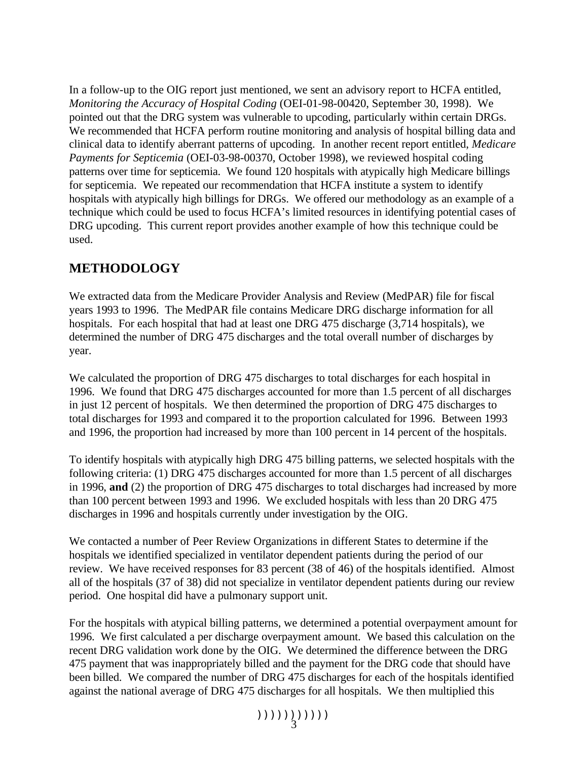In a follow-up to the OIG report just mentioned, we sent an advisory report to HCFA entitled, *Monitoring the Accuracy of Hospital Coding* (OEI-01-98-00420, September 30, 1998). We pointed out that the DRG system was vulnerable to upcoding, particularly within certain DRGs. We recommended that HCFA perform routine monitoring and analysis of hospital billing data and clinical data to identify aberrant patterns of upcoding. In another recent report entitled, *Medicare Payments for Septicemia* (OEI-03-98-00370, October 1998), we reviewed hospital coding patterns over time for septicemia. We found 120 hospitals with atypically high Medicare billings for septicemia. We repeated our recommendation that HCFA institute a system to identify hospitals with atypically high billings for DRGs. We offered our methodology as an example of a technique which could be used to focus HCFA's limited resources in identifying potential cases of DRG upcoding. This current report provides another example of how this technique could be used.

## METHODOLOGY

We extracted data from the Medicare Provider Analysis and Review (MedPAR) file for fiscal years 1993 to 1996. The MedPAR file contains Medicare DRG discharge information for all hospitals. For each hospital that had at least one DRG 475 discharge (3,714 hospitals), we determined the number of DRG 475 discharges and the total overall number of discharges by year.

We calculated the proportion of DRG 475 discharges to total discharges for each hospital in 1996. We found that DRG 475 discharges accounted for more than 1.5 percent of all discharges in just 12 percent of hospitals. We then determined the proportion of DRG 475 discharges to total discharges for 1993 and compared it to the proportion calculated for 1996. Between 1993 and 1996, the proportion had increased by more than 100 percent in 14 percent of the hospitals.

To identify hospitals with atypically high DRG 475 billing patterns, we selected hospitals with the following criteria: (1) DRG 475 discharges accounted for more than 1.5 percent of all discharges in 1996, **and** (2) the proportion of DRG 475 discharges to total discharges had increased by more than 100 percent between 1993 and 1996. We excluded hospitals with less than 20 DRG 475 discharges in 1996 and hospitals currently under investigation by the OIG.

We contacted a number of Peer Review Organizations in different States to determine if the hospitals we identified specialized in ventilator dependent patients during the period of our review. We have received responses for 83 percent (38 of 46) of the hospitals identified. Almost all of the hospitals (37 of 38) did not specialize in ventilator dependent patients during our review period. One hospital did have a pulmonary support unit.

For the hospitals with atypical billing patterns, we determined a potential overpayment amount for 1996. We first calculated a per discharge overpayment amount. We based this calculation on the recent DRG validation work done by the OIG. We determined the difference between the DRG 475 payment that was inappropriately billed and the payment for the DRG code that should have been billed. We compared the number of DRG 475 discharges for each of the hospitals identified against the national average of DRG 475 discharges for all hospitals. We then multiplied this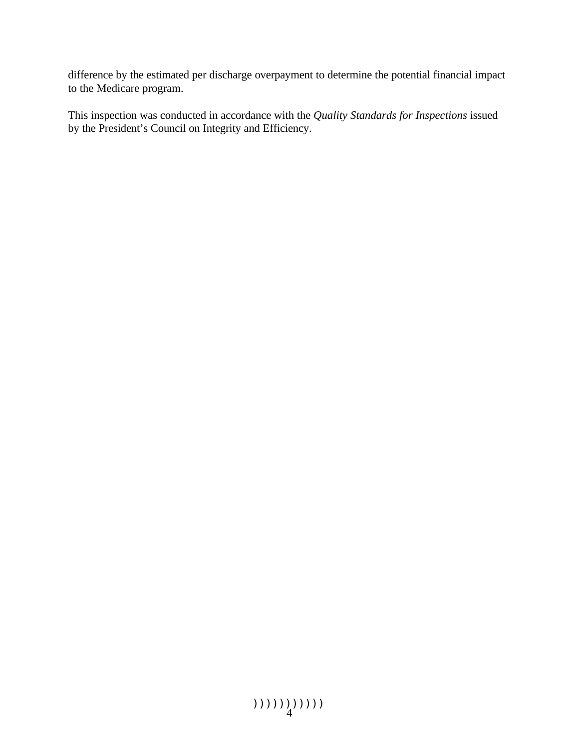difference by the estimated per discharge overpayment to determine the potential financial impact to the Medicare program.

This inspection was conducted in accordance with the *Quality Standards for Inspections* issued by the President's Council on Integrity and Efficiency.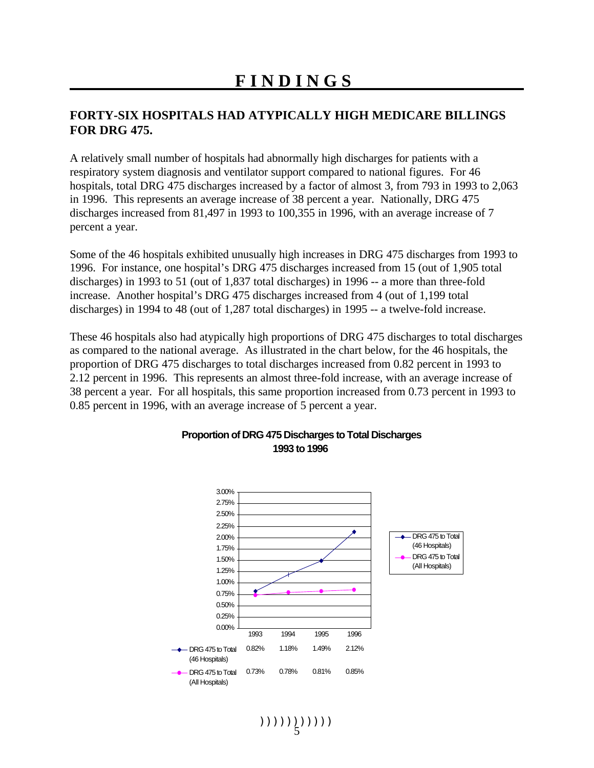# FINDINGS

## FORTY-SIX HOSPITALS HAD ATYPICALLY HIGH MEDICARE BILLINGS FOR DRG 475.

A relatively small number of hospitals had abnormally high discharges for patients with a respiratory system diagnosis and ventilator support compared to national figures. For 46 hospitals, total DRG 475 discharges increased by a factor of almost 3, from 793 in 1993 to 2,063 in 1996. This represents an average increase of 38 percent a year. Nationally, DRG 475 discharges increased from 81,497 in 1993 to 100,355 in 1996, with an average increase of 7 percent a year.

Some of the 46 hospitals exhibited unusually high increases in DRG 475 discharges from 1993 to 1996. For instance, one hospital's DRG 475 discharges increased from 15 (out of 1,905 total discharges) in 1993 to 51 (out of 1,837 total discharges) in 1996 -- a more than three-fold increase. Another hospital's DRG 475 discharges increased from 4 (out of 1,199 total discharges) in 1994 to 48 (out of 1,287 total discharges) in 1995 -- a twelve-fold increase.

These 46 hospitals also had atypically high proportions of DRG 475 discharges to total discharges as compared to the national average. As illustrated in the chart below, for the 46 hospitals, the proportion of DRG 475 discharges to total discharges increased from 0.82 percent in 1993 to 2.12 percent in 1996. This represents an almost three-fold increase, with an average increase of 38 percent a year. For all hospitals, this same proportion increased from 0.73 percent in 1993 to 0.85 percent in 1996, with an average increase of 5 percent a year.

**Proportion of DRG 475 Discharges to Total Discharges 1993 to 1996**

| | 1993 | 1994 | 1995 | 1996 |
|---|---|---|---|---|
| DRG 475 to Total (46 Hospitals) | 0.82% | 1.18% | 1.49% | 2.12% |
| DRG 475 to Total (All Hospitals) | 0.73% | 0.78% | 0.81% | 0.85% |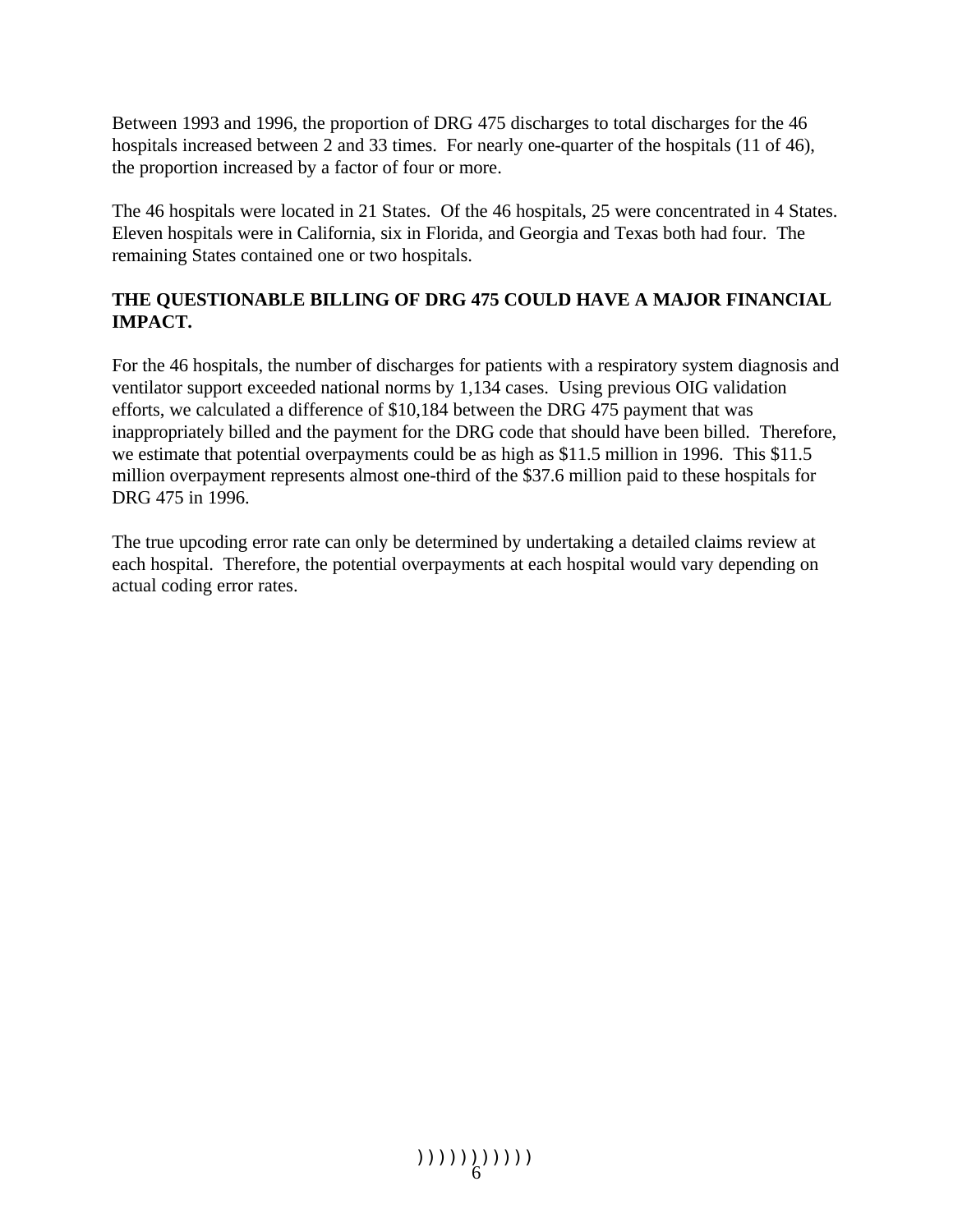Between 1993 and 1996, the proportion of DRG 475 discharges to total discharges for the 46 hospitals increased between 2 and 33 times. For nearly one-quarter of the hospitals (11 of 46), the proportion increased by a factor of four or more.

The 46 hospitals were located in 21 States. Of the 46 hospitals, 25 were concentrated in 4 States. Eleven hospitals were in California, six in Florida, and Georgia and Texas both had four. The remaining States contained one or two hospitals.

**THE QUESTIONABLE BILLING OF DRG 475 COULD HAVE A MAJOR FINANCIAL IMPACT.**

For the 46 hospitals, the number of discharges for patients with a respiratory system diagnosis and ventilator support exceeded national norms by 1,134 cases. Using previous OIG validation efforts, we calculated a difference of $10,184 between the DRG 475 payment that was inappropriately billed and the payment for the DRG code that should have been billed. Therefore, we estimate that potential overpayments could be as high as $11.5 million in 1996. This $11.5 million overpayment represents almost one-third of the $37.6 million paid to these hospitals for DRG 475 in 1996.

The true upcoding error rate can only be determined by undertaking a detailed claims review at each hospital. Therefore, the potential overpayments at each hospital would vary depending on actual coding error rates.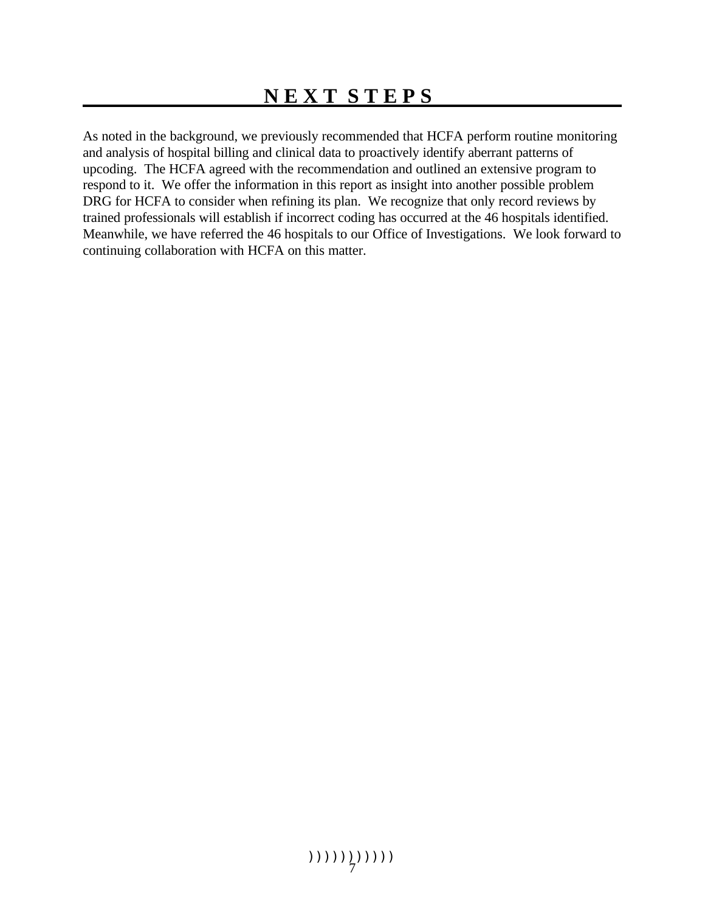# NEXT STEPS

As noted in the background, we previously recommended that HCFA perform routine monitoring and analysis of hospital billing and clinical data to proactively identify aberrant patterns of upcoding. The HCFA agreed with the recommendation and outlined an extensive program to respond to it. We offer the information in this report as insight into another possible problem DRG for HCFA to consider when refining its plan. We recognize that only record reviews by trained professionals will establish if incorrect coding has occurred at the 46 hospitals identified. Meanwhile, we have referred the 46 hospitals to our Office of Investigations. We look forward to continuing collaboration with HCFA on this matter.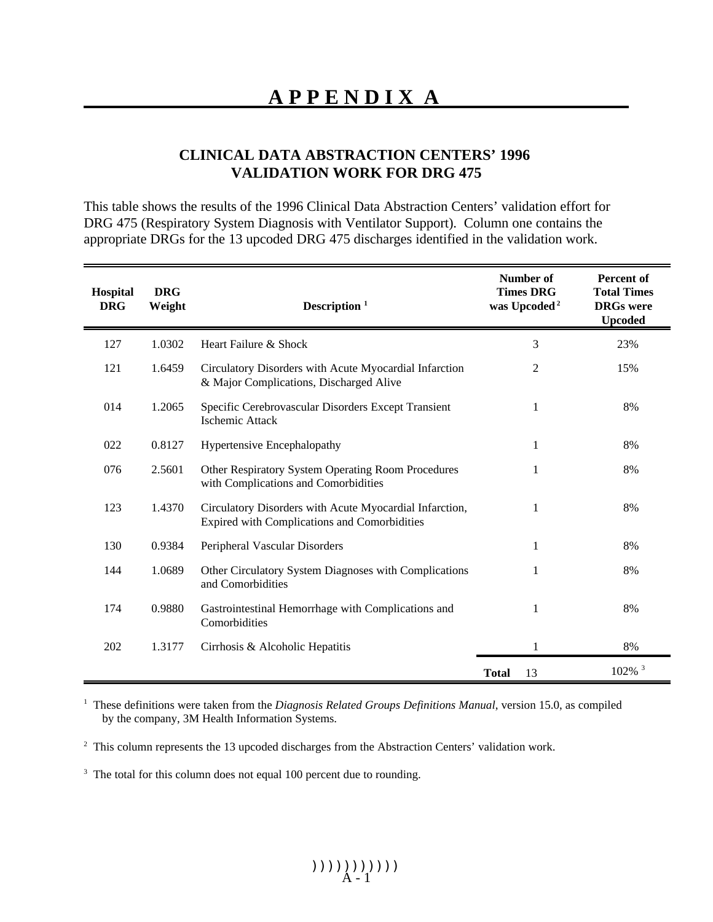# APPENDIX A

## CLINICAL DATA ABSTRACTION CENTERS' 1996 VALIDATION WORK FOR DRG 475

This table shows the results of the 1996 Clinical Data Abstraction Centers' validation effort for DRG 475 (Respiratory System Diagnosis with Ventilator Support). Column one contains the appropriate DRGs for the 13 upcoded DRG 475 discharges identified in the validation work.

| Hospital DRG | DRG Weight | Description [1] | Number of Times DRG was Upcoded [2] | Percent of Total Times DRGs were Upcoded |
|---|---|---|---|---|
| 127 | 1.0302 | Heart Failure & Shock | 3 | 23% |
| 121 | 1.6459 | Circulatory Disorders with Acute Myocardial Infarction & Major Complications, Discharged Alive | 2 | 15% |
| 014 | 1.2065 | Specific Cerebrovascular Disorders Except Transient Ischemic Attack | 1 | 8% |
| 022 | 0.8127 | Hypertensive Encephalopathy | 1 | 8% |
| 076 | 2.5601 | Other Respiratory System Operating Room Procedures with Complications and Comorbidities | 1 | 8% |
| 123 | 1.4370 | Circulatory Disorders with Acute Myocardial Infarction, Expired with Complications and Comorbidities | 1 | 8% |
| 130 | 0.9384 | Peripheral Vascular Disorders | 1 | 8% |
| 144 | 1.0689 | Other Circulatory System Diagnoses with Complications and Comorbidities | 1 | 8% |
| 174 | 0.9880 | Gastrointestinal Hemorrhage with Complications and Comorbidities | 1 | 8% |
| 202 | 1.3177 | Cirrhosis & Alcoholic Hepatitis | 1 | 8% |
| | | | **Total** 13 | 102% [3] |

[1] These definitions were taken from the *Diagnosis Related Groups Definitions Manual*, version 15.0, as compiled by the company, 3M Health Information Systems.

[2] This column represents the 13 upcoded discharges from the Abstraction Centers' validation work.

[3] The total for this column does not equal 100 percent due to rounding.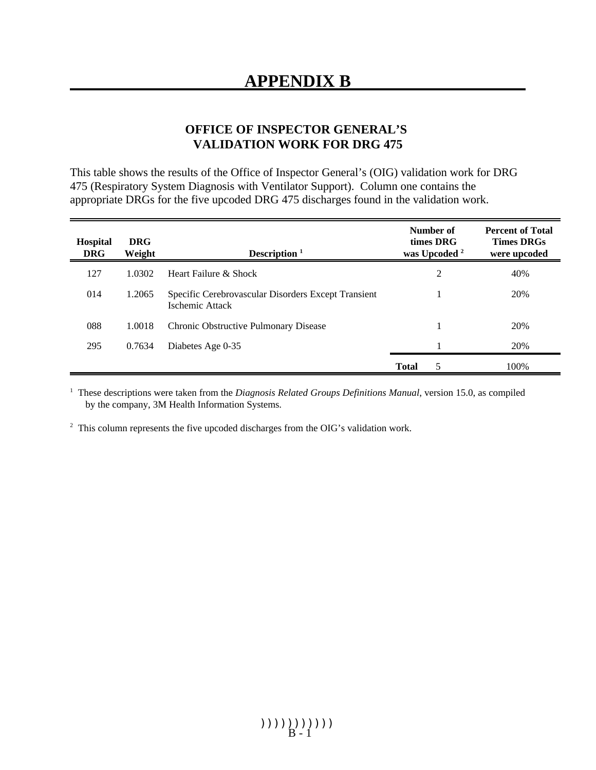# APPENDIX B

### OFFICE OF INSPECTOR GENERAL'S VALIDATION WORK FOR DRG 475

This table shows the results of the Office of Inspector General's (OIG) validation work for DRG 475 (Respiratory System Diagnosis with Ventilator Support). Column one contains the appropriate DRGs for the five upcoded DRG 475 discharges found in the validation work.

| Hospital DRG | DRG Weight | Description [1] | Number of times DRG was Upcoded [2] | Percent of Total Times DRGs were upcoded |
|---|---|---|---|---|
| 127 | 1.0302 | Heart Failure & Shock | 2 | 40% |
| 014 | 1.2065 | Specific Cerebrovascular Disorders Except Transient Ischemic Attack | 1 | 20% |
| 088 | 1.0018 | Chronic Obstructive Pulmonary Disease | 1 | 20% |
| 295 | 0.7634 | Diabetes Age 0-35 | 1 | 20% |
| | | | **Total** 5 | 100% |

[1] These descriptions were taken from the *Diagnosis Related Groups Definitions Manual*, version 15.0, as compiled by the company, 3M Health Information Systems.

[2] This column represents the five upcoded discharges from the OIG's validation work.